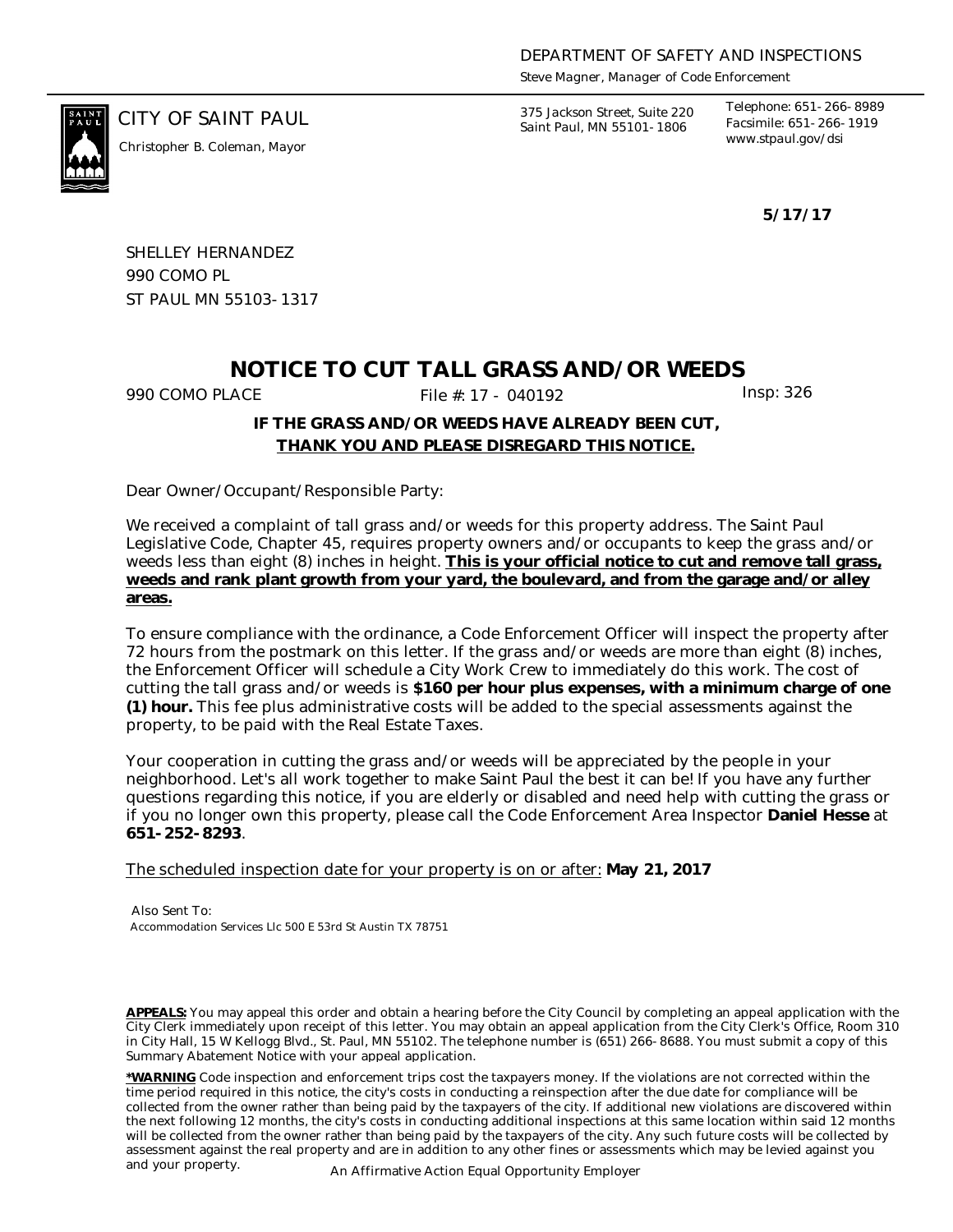DEPARTMENT OF SAFETY AND INSPECTIONS

*Steve Magner, Manager of Code Enforcement*

CITY OF SAINT PAUL

*Christopher B. Coleman, Mayor*

375 Jackson Street, Suite 220
Saint Paul, MN 55101-1806

Telephone: 651-266-8989
Facsimile: 651-266-1919
www.stpaul.gov/dsi

**5/17/17**

SHELLEY HERNANDEZ
990 COMO PL
ST PAUL MN 55103-1317

# NOTICE TO CUT TALL GRASS AND/OR WEEDS

990 COMO PLACE File #: 17 - 040192 Insp: 326

**IF THE GRASS AND/OR WEEDS HAVE ALREADY BEEN CUT,**
**THANK YOU AND PLEASE DISREGARD THIS NOTICE.**

Dear Owner/Occupant/Responsible Party:

We received a complaint of tall grass and/or weeds for this property address. The Saint Paul Legislative Code, Chapter 45, requires property owners and/or occupants to keep the grass and/or weeds less than eight (8) inches in height. **This is your official notice to cut and remove tall grass, weeds and rank plant growth from your yard, the boulevard, and from the garage and/or alley areas.**

To ensure compliance with the ordinance, a Code Enforcement Officer will inspect the property after 72 hours from the postmark on this letter. If the grass and/or weeds are more than eight (8) inches, the Enforcement Officer will schedule a City Work Crew to immediately do this work. The cost of cutting the tall grass and/or weeds is **$160 per hour plus expenses, with a minimum charge of one (1) hour.** This fee plus administrative costs will be added to the special assessments against the property, to be paid with the Real Estate Taxes.

Your cooperation in cutting the grass and/or weeds will be appreciated by the people in your neighborhood. Let's all work together to make Saint Paul the best it can be! If you have any further questions regarding this notice, if you are elderly or disabled and need help with cutting the grass or if you no longer own this property, please call the Code Enforcement Area Inspector **Daniel Hesse** at **651-252-8293**.

The scheduled inspection date for your property is on or after: **May 21, 2017**

Also Sent To:
Accommodation Services Llc 500 E 53rd St Austin TX 78751

**APPEALS:** You may appeal this order and obtain a hearing before the City Council by completing an appeal application with the City Clerk immediately upon receipt of this letter. You may obtain an appeal application from the City Clerk's Office, Room 310 in City Hall, 15 W Kellogg Blvd., St. Paul, MN 55102. The telephone number is (651) 266-8688. You must submit a copy of this Summary Abatement Notice with your appeal application.

**\*WARNING** Code inspection and enforcement trips cost the taxpayers money. If the violations are not corrected within the time period required in this notice, the city's costs in conducting a reinspection after the due date for compliance will be collected from the owner rather than being paid by the taxpayers of the city. If additional new violations are discovered within the next following 12 months, the city's costs in conducting additional inspections at this same location within said 12 months will be collected from the owner rather than being paid by the taxpayers of the city. Any such future costs will be collected by assessment against the real property and are in addition to any other fines or assessments which may be levied against you and your property.

An Affirmative Action Equal Opportunity Employer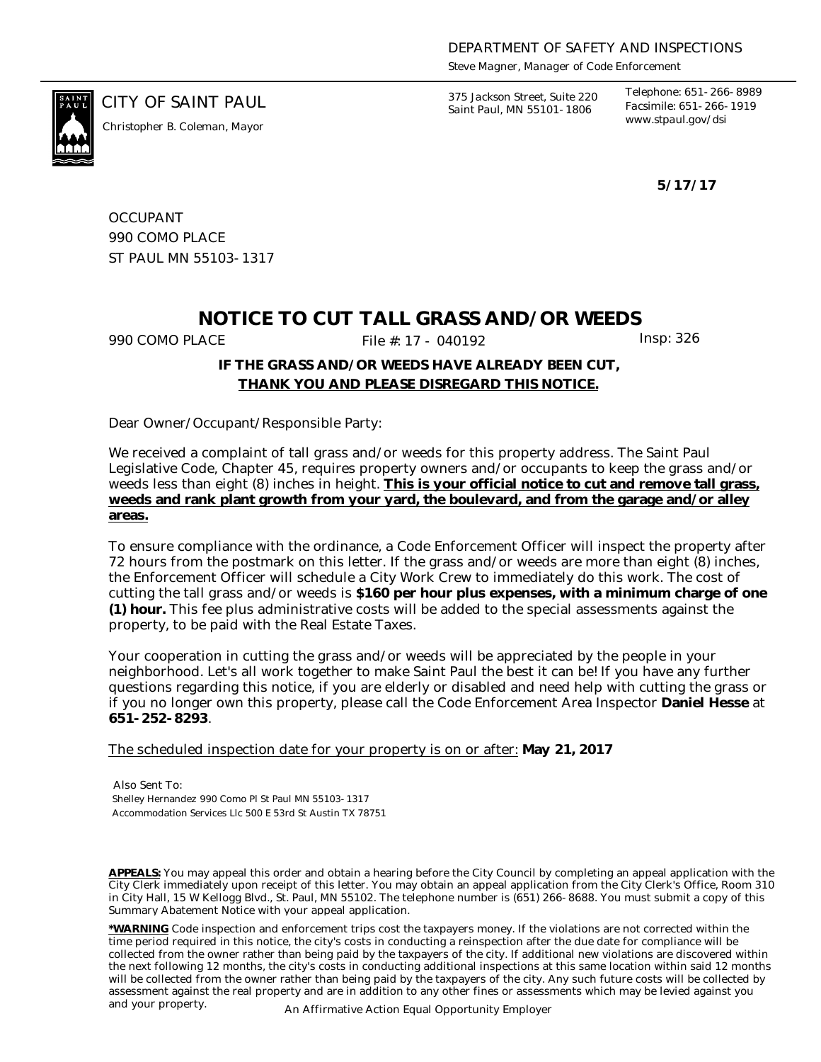DEPARTMENT OF SAFETY AND INSPECTIONS

*Steve Magner, Manager of Code Enforcement*

CITY OF SAINT PAUL

*Christopher B. Coleman, Mayor*

375 Jackson Street, Suite 220
Saint Paul, MN 55101-1806

Telephone: 651-266-8989
Facsimile: 651-266-1919
www.stpaul.gov/dsi

**5/17/17**

OCCUPANT
990 COMO PLACE
ST PAUL MN 55103-1317

# NOTICE TO CUT TALL GRASS AND/OR WEEDS

990 COMO PLACE File #: 17 - 040192 Insp: 326

**IF THE GRASS AND/OR WEEDS HAVE ALREADY BEEN CUT,**
**THANK YOU AND PLEASE DISREGARD THIS NOTICE.**

Dear Owner/Occupant/Responsible Party:

We received a complaint of tall grass and/or weeds for this property address. The Saint Paul Legislative Code, Chapter 45, requires property owners and/or occupants to keep the grass and/or weeds less than eight (8) inches in height. **This is your official notice to cut and remove tall grass, weeds and rank plant growth from your yard, the boulevard, and from the garage and/or alley areas.**

To ensure compliance with the ordinance, a Code Enforcement Officer will inspect the property after 72 hours from the postmark on this letter. If the grass and/or weeds are more than eight (8) inches, the Enforcement Officer will schedule a City Work Crew to immediately do this work. The cost of cutting the tall grass and/or weeds is **$160 per hour plus expenses, with a minimum charge of one (1) hour.** This fee plus administrative costs will be added to the special assessments against the property, to be paid with the Real Estate Taxes.

Your cooperation in cutting the grass and/or weeds will be appreciated by the people in your neighborhood. Let's all work together to make Saint Paul the best it can be! If you have any further questions regarding this notice, if you are elderly or disabled and need help with cutting the grass or if you no longer own this property, please call the Code Enforcement Area Inspector **Daniel Hesse** at **651-252-8293**.

The scheduled inspection date for your property is on or after: **May 21, 2017**

Also Sent To:
Shelley Hernandez 990 Como Pl St Paul MN 55103-1317
Accommodation Services Llc 500 E 53rd St Austin TX 78751

**APPEALS:** You may appeal this order and obtain a hearing before the City Council by completing an appeal application with the City Clerk immediately upon receipt of this letter. You may obtain an appeal application from the City Clerk's Office, Room 310 in City Hall, 15 W Kellogg Blvd., St. Paul, MN 55102. The telephone number is (651) 266-8688. You must submit a copy of this Summary Abatement Notice with your appeal application.

**\*WARNING** Code inspection and enforcement trips cost the taxpayers money. If the violations are not corrected within the time period required in this notice, the city's costs in conducting a reinspection after the due date for compliance will be collected from the owner rather than being paid by the taxpayers of the city. If additional new violations are discovered within the next following 12 months, the city's costs in conducting additional inspections at this same location within said 12 months will be collected from the owner rather than being paid by the taxpayers of the city. Any such future costs will be collected by assessment against the real property and are in addition to any other fines or assessments which may be levied against you and your property.

An Affirmative Action Equal Opportunity Employer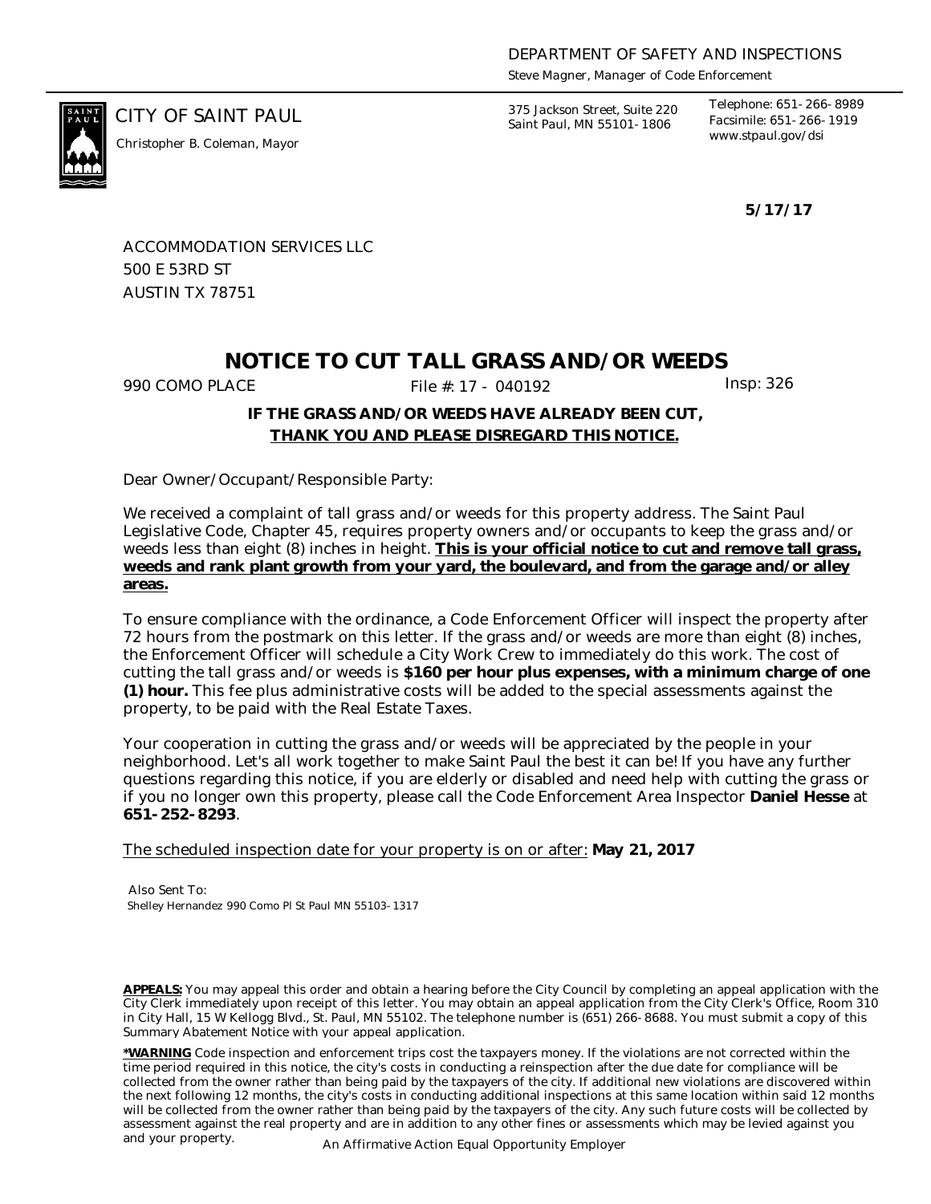DEPARTMENT OF SAFETY AND INSPECTIONS

*Steve Magner, Manager of Code Enforcement*

CITY OF SAINT PAUL

*Christopher B. Coleman, Mayor*

375 Jackson Street, Suite 220
Saint Paul, MN 55101-1806

Telephone: 651-266-8989
Facsimile: 651-266-1919
www.stpaul.gov/dsi

**5/17/17**

ACCOMMODATION SERVICES LLC
500 E 53RD ST
AUSTIN TX 78751

# NOTICE TO CUT TALL GRASS AND/OR WEEDS

990 COMO PLACE File #: 17 - 040192 Insp: 326

**IF THE GRASS AND/OR WEEDS HAVE ALREADY BEEN CUT,**
**<u>THANK YOU AND PLEASE DISREGARD THIS NOTICE.</u>**

Dear Owner/Occupant/Responsible Party:

We received a complaint of tall grass and/or weeds for this property address. The Saint Paul Legislative Code, Chapter 45, requires property owners and/or occupants to keep the grass and/or weeds less than eight (8) inches in height. **<u>This is your official notice to cut and remove tall grass, weeds and rank plant growth from your yard, the boulevard, and from the garage and/or alley areas.</u>**

To ensure compliance with the ordinance, a Code Enforcement Officer will inspect the property after 72 hours from the postmark on this letter. If the grass and/or weeds are more than eight (8) inches, the Enforcement Officer will schedule a City Work Crew to immediately do this work. The cost of cutting the tall grass and/or weeds is **$160 per hour plus expenses, with a minimum charge of one (1) hour.** This fee plus administrative costs will be added to the special assessments against the property, to be paid with the Real Estate Taxes.

Your cooperation in cutting the grass and/or weeds will be appreciated by the people in your neighborhood. Let's all work together to make Saint Paul the best it can be! If you have any further questions regarding this notice, if you are elderly or disabled and need help with cutting the grass or if you no longer own this property, please call the Code Enforcement Area Inspector **Daniel Hesse** at **651-252-8293**.

<u>The scheduled inspection date for your property is on or after:</u> **May 21, 2017**

Also Sent To:
Shelley Hernandez 990 Como Pl St Paul MN 55103-1317

**<u>APPEALS:</u>** You may appeal this order and obtain a hearing before the City Council by completing an appeal application with the City Clerk immediately upon receipt of this letter. You may obtain an appeal application from the City Clerk's Office, Room 310 in City Hall, 15 W Kellogg Blvd., St. Paul, MN 55102. The telephone number is (651) 266-8688. You must submit a copy of this Summary Abatement Notice with your appeal application.

**<u>*WARNING</u>** Code inspection and enforcement trips cost the taxpayers money. If the violations are not corrected within the time period required in this notice, the city's costs in conducting a reinspection after the due date for compliance will be collected from the owner rather than being paid by the taxpayers of the city. If additional new violations are discovered within the next following 12 months, the city's costs in conducting additional inspections at this same location within said 12 months will be collected from the owner rather than being paid by the taxpayers of the city. Any such future costs will be collected by assessment against the real property and are in addition to any other fines or assessments which may be levied against you and your property.

An Affirmative Action Equal Opportunity Employer